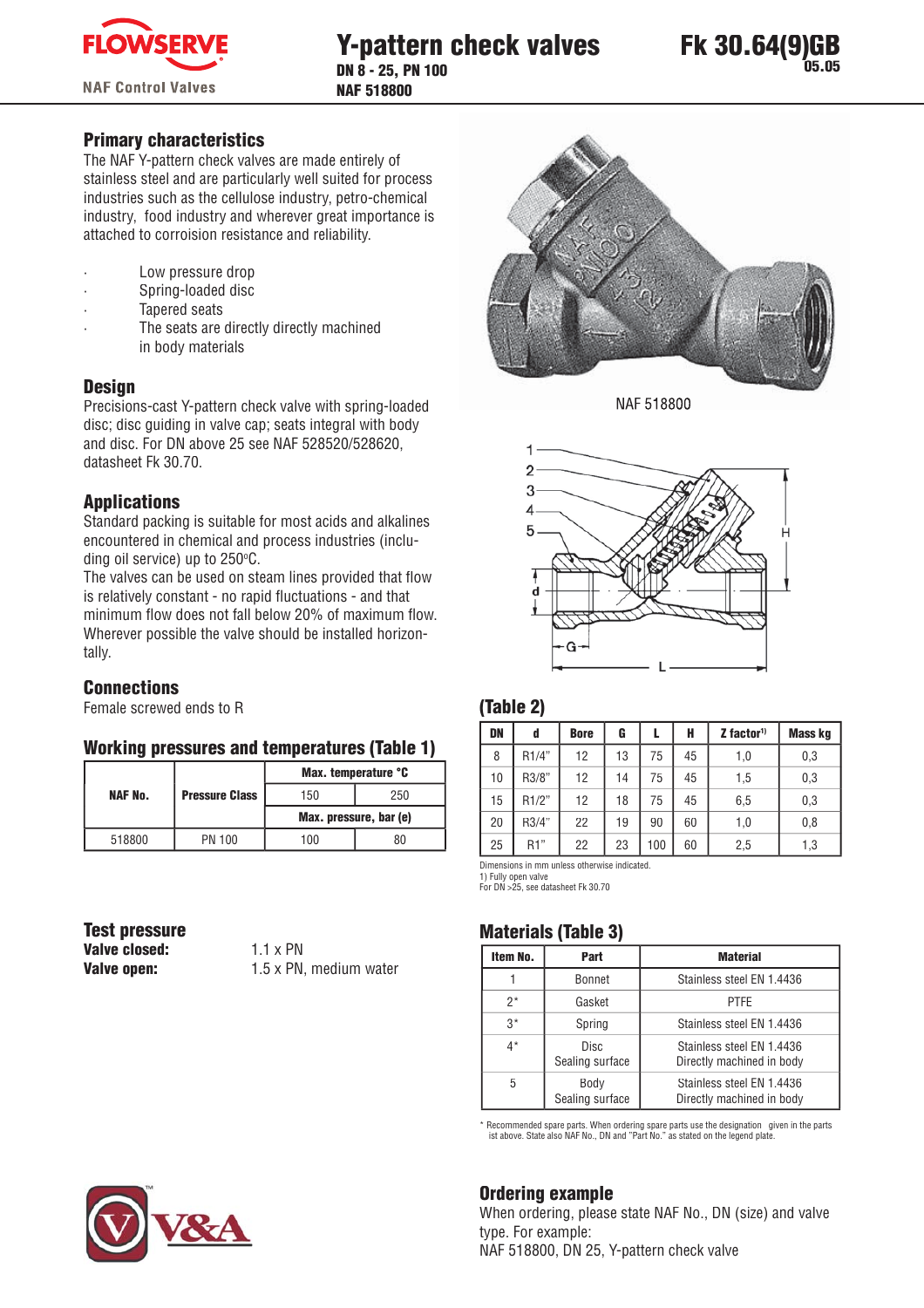# Y-pattern check valves

**DN 8 - 25, PN 100**
**NAF 518800**

**Fk 30.64(9)GB**
**05.05**

## Primary characteristics

The NAF Y-pattern check valves are made entirely of stainless steel and are particularly well suited for process industries such as the cellulose industry, petro-chemical industry, food industry and wherever great importance is attached to corroision resistance and reliability.

- Low pressure drop
- Spring-loaded disc
- Tapered seats
- The seats are directly directly machined in body materials

## Design

Precisions-cast Y-pattern check valve with spring-loaded disc; disc guiding in valve cap; seats integral with body and disc. For DN above 25 see NAF 528520/528620, datasheet Fk 30.70.

## Applications

Standard packing is suitable for most acids and alkalines encountered in chemical and process industries (including oil service) up to 250ºC.

The valves can be used on steam lines provided that flow is relatively constant - no rapid fluctuations - and that minimum flow does not fall below 20% of maximum flow. Wherever possible the valve should be installed horizontally.

## Connections

Female screwed ends to R

## Working pressures and temperatures (Table 1)

| NAF No. | Pressure Class | Max. temperature °C | |
|---|---|---|---|
| | | 150 | 250 |
| | | Max. pressure, bar (e) | |
| 518800 | PN 100 | 100 | 80 |

## Test pressure

**Valve closed:** 1.1 x PN
**Valve open:** 1.5 x PN, medium water

NAF 518800

## (Table 2)

| DN | d | Bore | G | L | H | Z factor[1] | Mass kg |
|---|---|---|---|---|---|---|---|
| 8 | R1/4" | 12 | 13 | 75 | 45 | 1,0 | 0,3 |
| 10 | R3/8" | 12 | 14 | 75 | 45 | 1,5 | 0,3 |
| 15 | R1/2" | 12 | 18 | 75 | 45 | 6,5 | 0,3 |
| 20 | R3/4" | 22 | 19 | 90 | 60 | 1,0 | 0,8 |
| 25 | R1" | 22 | 23 | 100 | 60 | 2,5 | 1,3 |

Dimensions in mm unless otherwise indicated.
1) Fully open valve
For DN >25, see datasheet Fk 30.70

## Materials (Table 3)

| Item No. | Part | Material |
|---|---|---|
| 1 | Bonnet | Stainless steel EN 1.4436 |
| 2* | Gasket | PTFE |
| 3* | Spring | Stainless steel EN 1.4436 |
| 4* | Disc<br>Sealing surface | Stainless steel EN 1.4436<br>Directly machined in body |
| 5 | Body<br>Sealing surface | Stainless steel EN 1.4436<br>Directly machined in body |

\* Recommended spare parts. When ordering spare parts use the designation given in the parts ist above. State also NAF No., DN and "Part No." as stated on the legend plate.

## Ordering example

When ordering, please state NAF No., DN (size) and valve type. For example:
NAF 518800, DN 25, Y-pattern check valve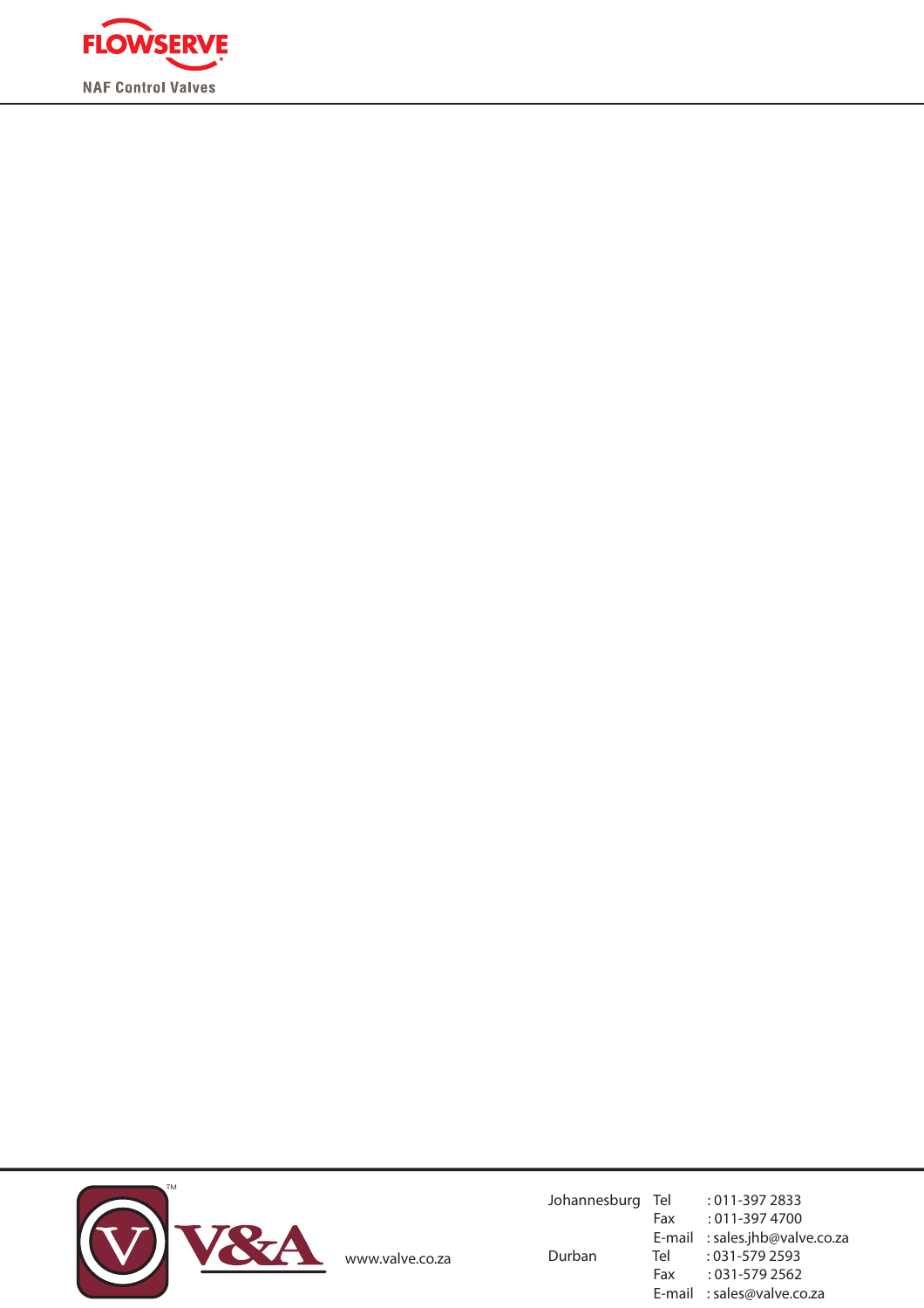FLOWSERVE

NAF Control Valves

V&A

www.valve.co.za

| | | |
|---|---|---|
| Johannesburg | Tel | : 011-397 2833 |
| | Fax | : 011-397 4700 |
| | E-mail | : sales.jhb@valve.co.za |
| Durban | Tel | : 031-579 2593 |
| | Fax | : 031-579 2562 |
| | E-mail | : sales@valve.co.za |